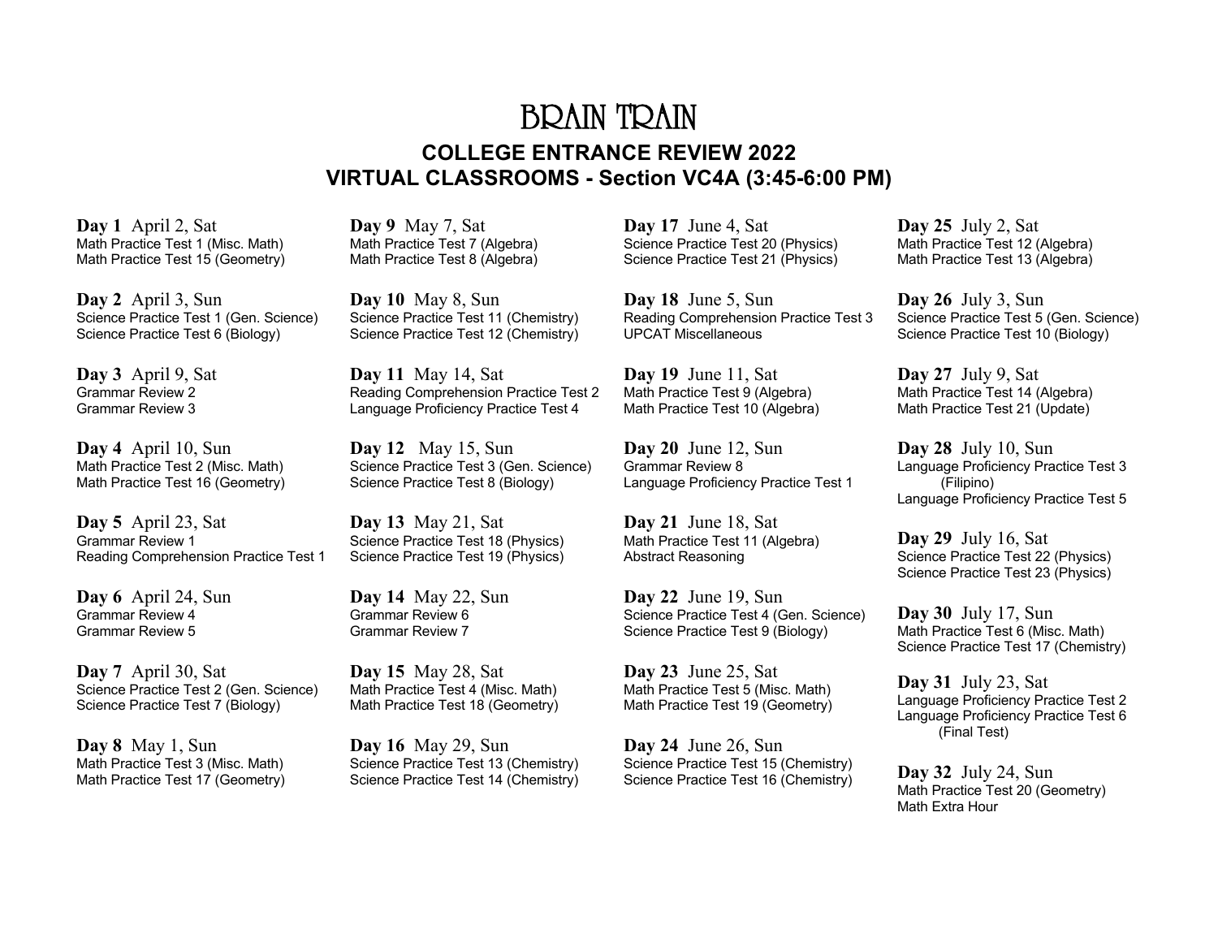# BRAIN TRAIN

## COLLEGE ENTRANCE REVIEW 2022
## VIRTUAL CLASSROOMS - Section VC4A (3:45-6:00 PM)

**Day 1** April 2, Sat
Math Practice Test 1 (Misc. Math)
Math Practice Test 15 (Geometry)

**Day 2** April 3, Sun
Science Practice Test 1 (Gen. Science)
Science Practice Test 6 (Biology)

**Day 3** April 9, Sat
Grammar Review 2
Grammar Review 3

**Day 4** April 10, Sun
Math Practice Test 2 (Misc. Math)
Math Practice Test 16 (Geometry)

**Day 5** April 23, Sat
Grammar Review 1
Reading Comprehension Practice Test 1

**Day 6** April 24, Sun
Grammar Review 4
Grammar Review 5

**Day 7** April 30, Sat
Science Practice Test 2 (Gen. Science)
Science Practice Test 7 (Biology)

**Day 8** May 1, Sun
Math Practice Test 3 (Misc. Math)
Math Practice Test 17 (Geometry)

**Day 9** May 7, Sat
Math Practice Test 7 (Algebra)
Math Practice Test 8 (Algebra)

**Day 10** May 8, Sun
Science Practice Test 11 (Chemistry)
Science Practice Test 12 (Chemistry)

**Day 11** May 14, Sat
Reading Comprehension Practice Test 2
Language Proficiency Practice Test 4

**Day 12** May 15, Sun
Science Practice Test 3 (Gen. Science)
Science Practice Test 8 (Biology)

**Day 13** May 21, Sat
Science Practice Test 18 (Physics)
Science Practice Test 19 (Physics)

**Day 14** May 22, Sun
Grammar Review 6
Grammar Review 7

**Day 15** May 28, Sat
Math Practice Test 4 (Misc. Math)
Math Practice Test 18 (Geometry)

**Day 16** May 29, Sun
Science Practice Test 13 (Chemistry)
Science Practice Test 14 (Chemistry)

**Day 17** June 4, Sat
Science Practice Test 20 (Physics)
Science Practice Test 21 (Physics)

**Day 18** June 5, Sun
Reading Comprehension Practice Test 3
UPCAT Miscellaneous

**Day 19** June 11, Sat
Math Practice Test 9 (Algebra)
Math Practice Test 10 (Algebra)

**Day 20** June 12, Sun
Grammar Review 8
Language Proficiency Practice Test 1

**Day 21** June 18, Sat
Math Practice Test 11 (Algebra)
Abstract Reasoning

**Day 22** June 19, Sun
Science Practice Test 4 (Gen. Science)
Science Practice Test 9 (Biology)

**Day 23** June 25, Sat
Math Practice Test 5 (Misc. Math)
Math Practice Test 19 (Geometry)

**Day 24** June 26, Sun
Science Practice Test 15 (Chemistry)
Science Practice Test 16 (Chemistry)

**Day 25** July 2, Sat
Math Practice Test 12 (Algebra)
Math Practice Test 13 (Algebra)

**Day 26** July 3, Sun
Science Practice Test 5 (Gen. Science)
Science Practice Test 10 (Biology)

**Day 27** July 9, Sat
Math Practice Test 14 (Algebra)
Math Practice Test 21 (Update)

**Day 28** July 10, Sun
Language Proficiency Practice Test 3 (Filipino)
Language Proficiency Practice Test 5

**Day 29** July 16, Sat
Science Practice Test 22 (Physics)
Science Practice Test 23 (Physics)

**Day 30** July 17, Sun
Math Practice Test 6 (Misc. Math)
Science Practice Test 17 (Chemistry)

**Day 31** July 23, Sat
Language Proficiency Practice Test 2
Language Proficiency Practice Test 6 (Final Test)

**Day 32** July 24, Sun
Math Practice Test 20 (Geometry)
Math Extra Hour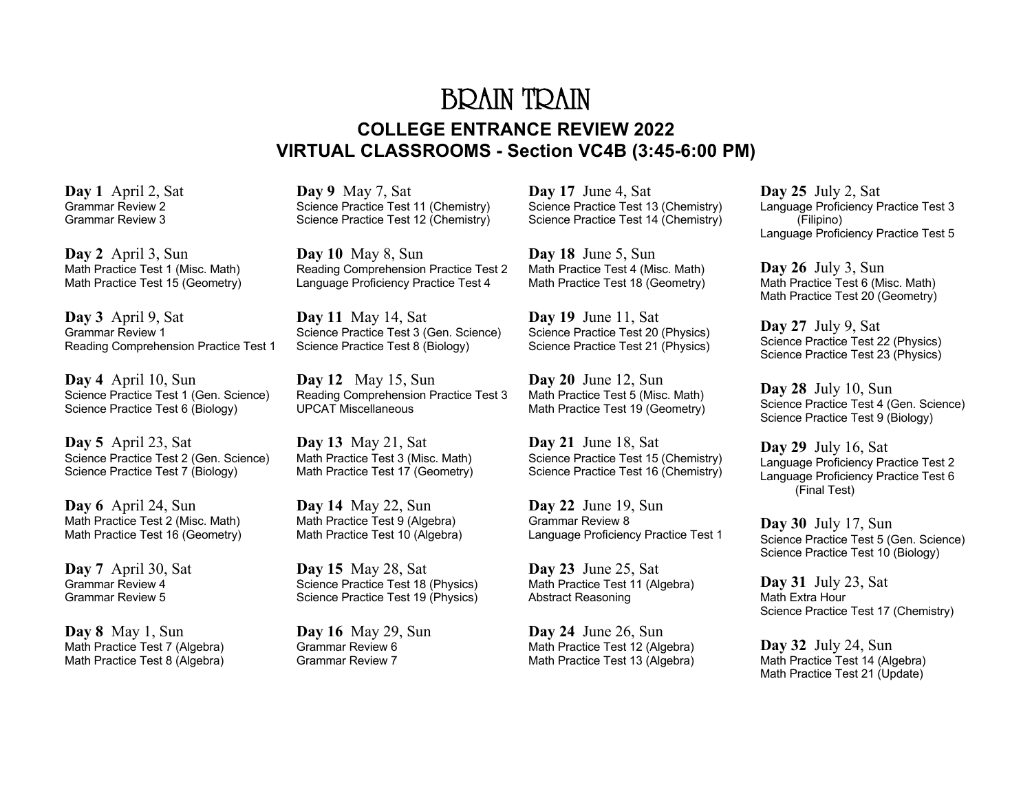# BRAIN TRAIN

## COLLEGE ENTRANCE REVIEW 2022
## VIRTUAL CLASSROOMS - Section VC4B (3:45-6:00 PM)

**Day 1** April 2, Sat
Grammar Review 2
Grammar Review 3

**Day 2** April 3, Sun
Math Practice Test 1 (Misc. Math)
Math Practice Test 15 (Geometry)

**Day 3** April 9, Sat
Grammar Review 1
Reading Comprehension Practice Test 1

**Day 4** April 10, Sun
Science Practice Test 1 (Gen. Science)
Science Practice Test 6 (Biology)

**Day 5** April 23, Sat
Science Practice Test 2 (Gen. Science)
Science Practice Test 7 (Biology)

**Day 6** April 24, Sun
Math Practice Test 2 (Misc. Math)
Math Practice Test 16 (Geometry)

**Day 7** April 30, Sat
Grammar Review 4
Grammar Review 5

**Day 8** May 1, Sun
Math Practice Test 7 (Algebra)
Math Practice Test 8 (Algebra)

**Day 9** May 7, Sat
Science Practice Test 11 (Chemistry)
Science Practice Test 12 (Chemistry)

**Day 10** May 8, Sun
Reading Comprehension Practice Test 2
Language Proficiency Practice Test 4

**Day 11** May 14, Sat
Science Practice Test 3 (Gen. Science)
Science Practice Test 8 (Biology)

**Day 12** May 15, Sun
Reading Comprehension Practice Test 3
UPCAT Miscellaneous

**Day 13** May 21, Sat
Math Practice Test 3 (Misc. Math)
Math Practice Test 17 (Geometry)

**Day 14** May 22, Sun
Math Practice Test 9 (Algebra)
Math Practice Test 10 (Algebra)

**Day 15** May 28, Sat
Science Practice Test 18 (Physics)
Science Practice Test 19 (Physics)

**Day 16** May 29, Sun
Grammar Review 6
Grammar Review 7

**Day 17** June 4, Sat
Science Practice Test 13 (Chemistry)
Science Practice Test 14 (Chemistry)

**Day 18** June 5, Sun
Math Practice Test 4 (Misc. Math)
Math Practice Test 18 (Geometry)

**Day 19** June 11, Sat
Science Practice Test 20 (Physics)
Science Practice Test 21 (Physics)

**Day 20** June 12, Sun
Math Practice Test 5 (Misc. Math)
Math Practice Test 19 (Geometry)

**Day 21** June 18, Sat
Science Practice Test 15 (Chemistry)
Science Practice Test 16 (Chemistry)

**Day 22** June 19, Sun
Grammar Review 8
Language Proficiency Practice Test 1

**Day 23** June 25, Sat
Math Practice Test 11 (Algebra)
Abstract Reasoning

**Day 24** June 26, Sun
Math Practice Test 12 (Algebra)
Math Practice Test 13 (Algebra)

**Day 25** July 2, Sat
Language Proficiency Practice Test 3 (Filipino)
Language Proficiency Practice Test 5

**Day 26** July 3, Sun
Math Practice Test 6 (Misc. Math)
Math Practice Test 20 (Geometry)

**Day 27** July 9, Sat
Science Practice Test 22 (Physics)
Science Practice Test 23 (Physics)

**Day 28** July 10, Sun
Science Practice Test 4 (Gen. Science)
Science Practice Test 9 (Biology)

**Day 29** July 16, Sat
Language Proficiency Practice Test 2
Language Proficiency Practice Test 6 (Final Test)

**Day 30** July 17, Sun
Science Practice Test 5 (Gen. Science)
Science Practice Test 10 (Biology)

**Day 31** July 23, Sat
Math Extra Hour
Science Practice Test 17 (Chemistry)

**Day 32** July 24, Sun
Math Practice Test 14 (Algebra)
Math Practice Test 21 (Update)